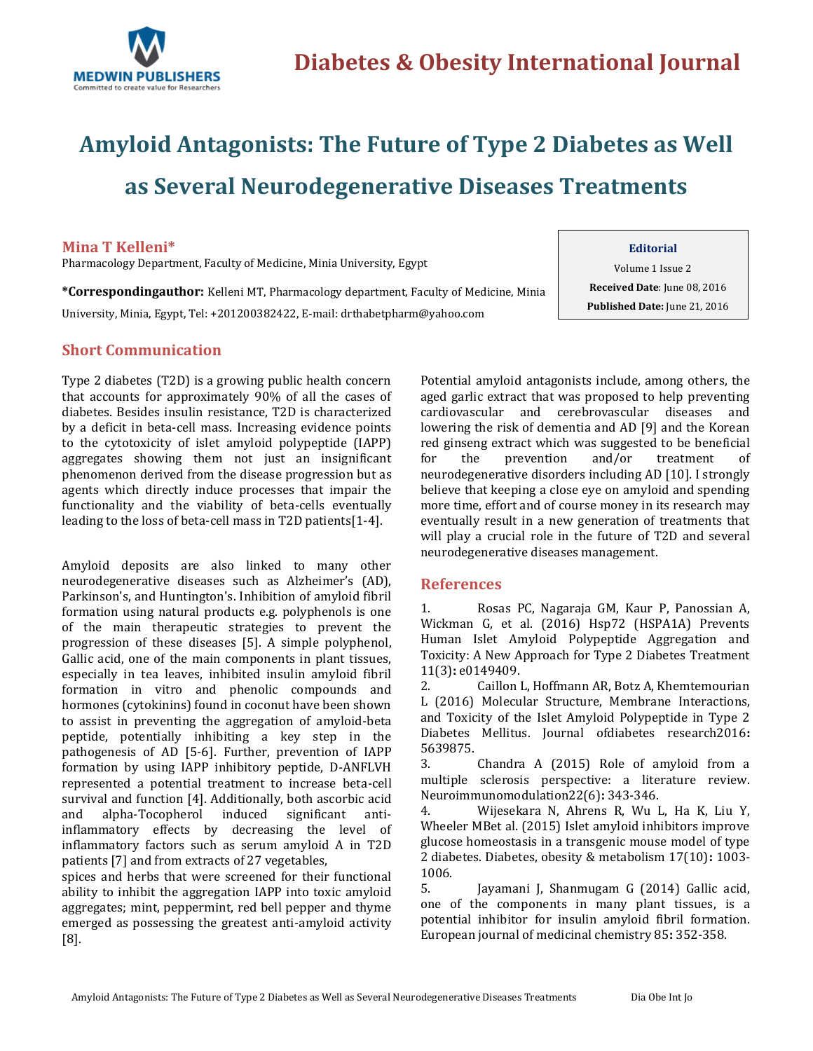# Amyloid Antagonists: The Future of Type 2 Diabetes as Well as Several Neurodegenerative Diseases Treatments

**Mina T Kelleni***

Pharmacology Department, Faculty of Medicine, Minia University, Egypt

***Correspondingauthor:** Kelleni MT, Pharmacology department, Faculty of Medicine, Minia University, Minia, Egypt, Tel: +201200382422, E-mail: drthabetpharm@yahoo.com

**Editorial**

Volume 1 Issue 2

**Received Date**: June 08, 2016

**Published Date:** June 21, 2016

## Short Communication

Type 2 diabetes (T2D) is a growing public health concern that accounts for approximately 90% of all the cases of diabetes. Besides insulin resistance, T2D is characterized by a deficit in beta-cell mass. Increasing evidence points to the cytotoxicity of islet amyloid polypeptide (IAPP) aggregates showing them not just an insignificant phenomenon derived from the disease progression but as agents which directly induce processes that impair the functionality and the viability of beta-cells eventually leading to the loss of beta-cell mass in T2D patients[1-4].

Amyloid deposits are also linked to many other neurodegenerative diseases such as Alzheimer's (AD), Parkinson's, and Huntington's. Inhibition of amyloid fibril formation using natural products e.g. polyphenols is one of the main therapeutic strategies to prevent the progression of these diseases [5]. A simple polyphenol, Gallic acid, one of the main components in plant tissues, especially in tea leaves, inhibited insulin amyloid fibril formation in vitro and phenolic compounds and hormones (cytokinins) found in coconut have been shown to assist in preventing the aggregation of amyloid-beta peptide, potentially inhibiting a key step in the pathogenesis of AD [5-6]. Further, prevention of IAPP formation by using IAPP inhibitory peptide, D-ANFLVH represented a potential treatment to increase beta-cell survival and function [4]. Additionally, both ascorbic acid and alpha-Tocopherol induced significant anti-inflammatory effects by decreasing the level of inflammatory factors such as serum amyloid A in T2D patients [7] and from extracts of 27 vegetables, spices and herbs that were screened for their functional ability to inhibit the aggregation IAPP into toxic amyloid aggregates; mint, peppermint, red bell pepper and thyme emerged as possessing the greatest anti-amyloid activity [8].

Potential amyloid antagonists include, among others, the aged garlic extract that was proposed to help preventing cardiovascular and cerebrovascular diseases and lowering the risk of dementia and AD [9] and the Korean red ginseng extract which was suggested to be beneficial for the prevention and/or treatment of neurodegenerative disorders including AD [10]. I strongly believe that keeping a close eye on amyloid and spending more time, effort and of course money in its research may eventually result in a new generation of treatments that will play a crucial role in the future of T2D and several neurodegenerative diseases management.

## References

1. Rosas PC, Nagaraja GM, Kaur P, Panossian A, Wickman G, et al. (2016) Hsp72 (HSPA1A) Prevents Human Islet Amyloid Polypeptide Aggregation and Toxicity: A New Approach for Type 2 Diabetes Treatment 11(3)**:** e0149409.
2. Caillon L, Hoffmann AR, Botz A, Khemtemourian L (2016) Molecular Structure, Membrane Interactions, and Toxicity of the Islet Amyloid Polypeptide in Type 2 Diabetes Mellitus. Journal ofdiabetes research2016**:** 5639875.
3. Chandra A (2015) Role of amyloid from a multiple sclerosis perspective: a literature review. Neuroimmunomodulation22(6)**:** 343-346.
4. Wijesekara N, Ahrens R, Wu L, Ha K, Liu Y, Wheeler MBet al. (2015) Islet amyloid inhibitors improve glucose homeostasis in a transgenic mouse model of type 2 diabetes. Diabetes, obesity & metabolism 17(10)**:** 1003-1006.
5. Jayamani J, Shanmugam G (2014) Gallic acid, one of the components in many plant tissues, is a potential inhibitor for insulin amyloid fibril formation. European journal of medicinal chemistry 85**:** 352-358.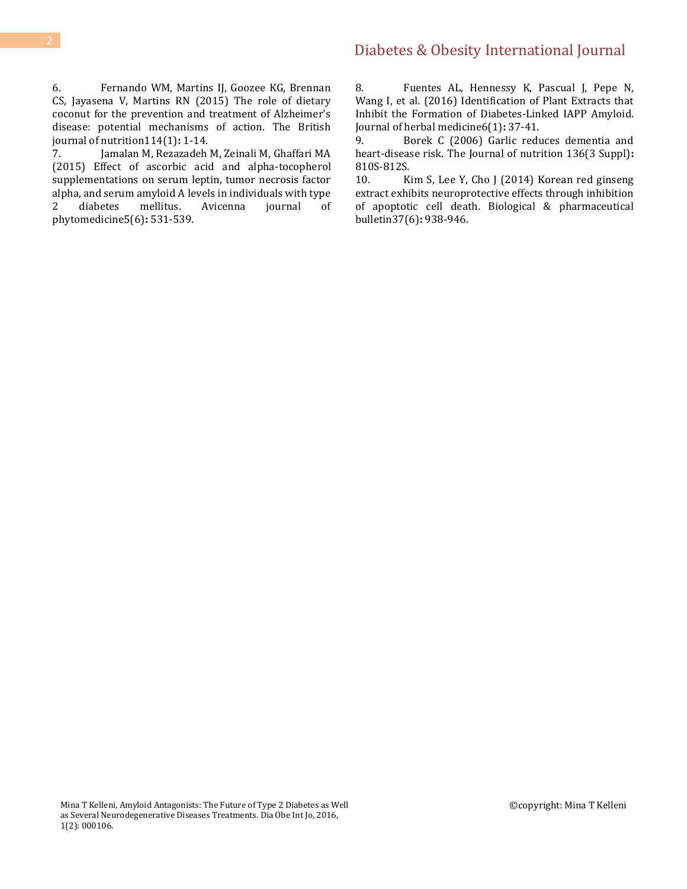6. Fernando WM, Martins IJ, Goozee KG, Brennan CS, Jayasena V, Martins RN (2015) The role of dietary coconut for the prevention and treatment of Alzheimer's disease: potential mechanisms of action. The British journal of nutrition114(1)**:** 1-14.

7. Jamalan M, Rezazadeh M, Zeinali M, Ghaffari MA (2015) Effect of ascorbic acid and alpha-tocopherol supplementations on serum leptin, tumor necrosis factor alpha, and serum amyloid A levels in individuals with type 2 diabetes mellitus. Avicenna journal of phytomedicine5(6)**:** 531-539.

8. Fuentes AL, Hennessy K, Pascual J, Pepe N, Wang I, et al. (2016) Identification of Plant Extracts that Inhibit the Formation of Diabetes-Linked IAPP Amyloid. Journal of herbal medicine6(1)**:** 37-41.

9. Borek C (2006) Garlic reduces dementia and heart-disease risk. The Journal of nutrition 136(3 Suppl)**:** 810S-812S.

10. Kim S, Lee Y, Cho J (2014) Korean red ginseng extract exhibits neuroprotective effects through inhibition of apoptotic cell death. Biological & pharmaceutical bulletin37(6)**:** 938-946.